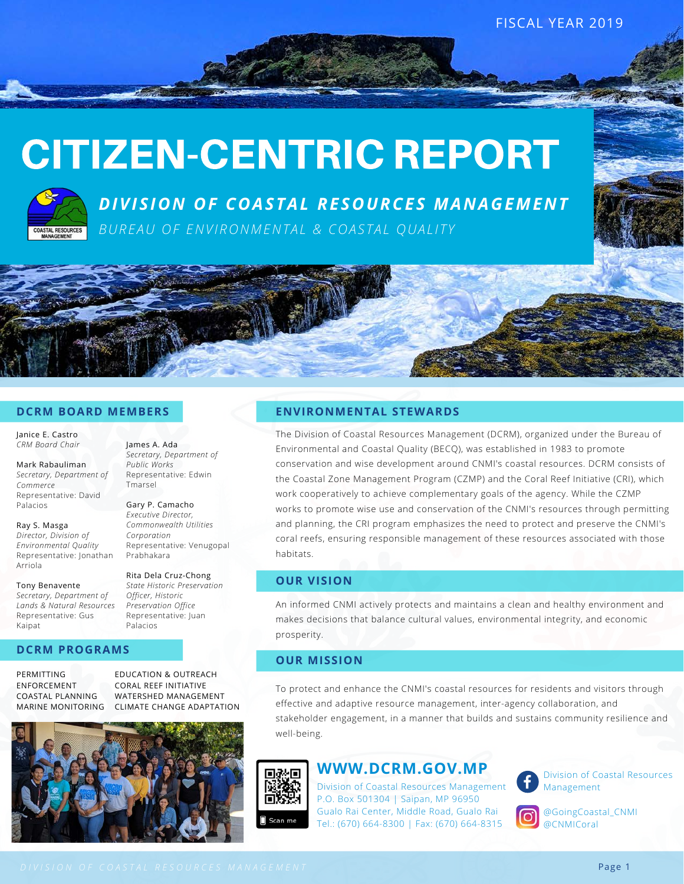FISCAL YEAR 2019

# CITIZEN-CENTRIC REPORT

## *DIVISION OF COASTAL RESOURCES MANAGEMENT*

*BUREAU OF ENVIRONMENTAL & COASTAL QUALITY*

## DCRM BOARD MEMBERS

Janice E. Castro
*CRM Board Chair*

Mark Rabauliman
*Secretary, Department of Commerce*
Representative: David Palacios

Ray S. Masga
*Director, Division of Environmental Quality*
Representative: Jonathan Arriola

Tony Benavente
*Secretary, Department of Lands & Natural Resources*
Representative: Gus Kaipat

James A. Ada
*Secretary, Department of Public Works*
Representative: Edwin Tmarsel

Gary P. Camacho
*Executive Director, Commonwealth Utilities Corporation*
Representative: Venugopal Prabhakara

Rita Dela Cruz-Chong
*State Historic Preservation Officer, Historic Preservation Office*
Representative: Juan Palacios

## DCRM PROGRAMS

- PERMITTING
- ENFORCEMENT
- COASTAL PLANNING
- MARINE MONITORING
- EDUCATION & OUTREACH
- CORAL REEF INITIATIVE
- WATERSHED MANAGEMENT
- CLIMATE CHANGE ADAPTATION

## ENVIRONMENTAL STEWARDS

The Division of Coastal Resources Management (DCRM), organized under the Bureau of Environmental and Coastal Quality (BECQ), was established in 1983 to promote conservation and wise development around CNMI's coastal resources. DCRM consists of the Coastal Zone Management Program (CZMP) and the Coral Reef Initiative (CRI), which work cooperatively to achieve complementary goals of the agency. While the CZMP works to promote wise use and conservation of the CNMI's resources through permitting and planning, the CRI program emphasizes the need to protect and preserve the CNMI's coral reefs, ensuring responsible management of these resources associated with those habitats.

## OUR VISION

An informed CNMI actively protects and maintains a clean and healthy environment and makes decisions that balance cultural values, environmental integrity, and economic prosperity.

## OUR MISSION

To protect and enhance the CNMI's coastal resources for residents and visitors through effective and adaptive resource management, inter-agency collaboration, and stakeholder engagement, in a manner that builds and sustains community resilience and well-being.

## WWW.DCRM.GOV.MP

Division of Coastal Resources Management
P.O. Box 501304 | Saipan, MP 96950
Gualo Rai Center, Middle Road, Gualo Rai
Tel.: (670) 664-8300 | Fax: (670) 664-8315

Division of Coastal Resources Management

@GoingCoastal_CNMI
@CNMICoral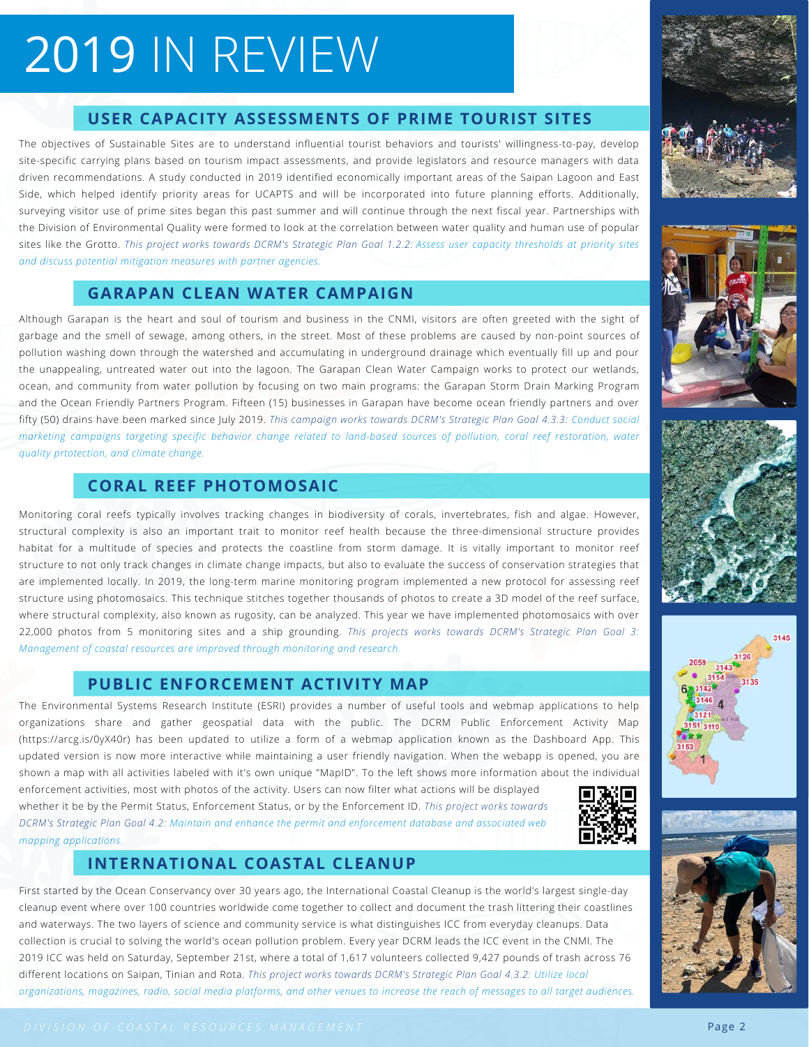# 2019 IN REVIEW

## USER CAPACITY ASSESSMENTS OF PRIME TOURIST SITES

The objectives of Sustainable Sites are to understand influential tourist behaviors and tourists' willingness-to-pay, develop site-specific carrying plans based on tourism impact assessments, and provide legislators and resource managers with data driven recommendations. A study conducted in 2019 identified economically important areas of the Saipan Lagoon and East Side, which helped identify priority areas for UCAPTS and will be incorporated into future planning efforts. Additionally, surveying visitor use of prime sites began this past summer and will continue through the next fiscal year. Partnerships with the Division of Environmental Quality were formed to look at the correlation between water quality and human use of popular sites like the Grotto. *This project works towards DCRM's Strategic Plan Goal 1.2.2: Assess user capacity thresholds at priority sites and discuss potential mitigation measures with partner agencies.*

## GARAPAN CLEAN WATER CAMPAIGN

Although Garapan is the heart and soul of tourism and business in the CNMI, visitors are often greeted with the sight of garbage and the smell of sewage, among others, in the street. Most of these problems are caused by non-point sources of pollution washing down through the watershed and accumulating in underground drainage which eventually fill up and pour the unappealing, untreated water out into the lagoon. The Garapan Clean Water Campaign works to protect our wetlands, ocean, and community from water pollution by focusing on two main programs: the Garapan Storm Drain Marking Program and the Ocean Friendly Partners Program. Fifteen (15) businesses in Garapan have become ocean friendly partners and over fifty (50) drains have been marked since July 2019. *This campaign works towards DCRM's Strategic Plan Goal 4.3.3: Conduct social marketing campaigns targeting specific behavior change related to land-based sources of pollution, coral reef restoration, water quality prtotection, and climate change.*

## CORAL REEF PHOTOMOSAIC

Monitoring coral reefs typically involves tracking changes in biodiversity of corals, invertebrates, fish and algae. However, structural complexity is also an important trait to monitor reef health because the three-dimensional structure provides habitat for a multitude of species and protects the coastline from storm damage. It is vitally important to monitor reef structure to not only track changes in climate change impacts, but also to evaluate the success of conservation strategies that are implemented locally. In 2019, the long-term marine monitoring program implemented a new protocol for assessing reef structure using photomosaics. This technique stitches together thousands of photos to create a 3D model of the reef surface, where structural complexity, also known as rugosity, can be analyzed. This year we have implemented photomosaics with over 22,000 photos from 5 monitoring sites and a ship grounding. *This projects works towards DCRM's Strategic Plan Goal 3: Management of coastal resources are improved through monitoring and research.*

## PUBLIC ENFORCEMENT ACTIVITY MAP

The Environmental Systems Research Institute (ESRI) provides a number of useful tools and webmap applications to help organizations share and gather geospatial data with the public. The DCRM Public Enforcement Activity Map (https://arcg.is/0yX40r) has been updated to utilize a form of a webmap application known as the Dashboard App. This updated version is now more interactive while maintaining a user friendly navigation. When the webapp is opened, you are shown a map with all activities labeled with it's own unique "MapID". To the left shows more information about the individual enforcement activities, most with photos of the activity. Users can now filter what actions will be displayed whether it be by the Permit Status, Enforcement Status, or by the Enforcement ID. *This project works towards DCRM's Strategic Plan Goal 4.2: Maintain and enhance the permit and enforcement database and associated web mapping applications.*

## INTERNATIONAL COASTAL CLEANUP

First started by the Ocean Conservancy over 30 years ago, the International Coastal Cleanup is the world's largest single-day cleanup event where over 100 countries worldwide come together to collect and document the trash littering their coastlines and waterways. The two layers of science and community service is what distinguishes ICC from everyday cleanups. Data collection is crucial to solving the world's ocean pollution problem. Every year DCRM leads the ICC event in the CNMI. The 2019 ICC was held on Saturday, September 21st, where a total of 1,617 volunteers collected 9,427 pounds of trash across 76 different locations on Saipan, Tinian and Rota. *This project works towards DCRM's Strategic Plan Goal 4.3.2: Utilize local organizations, magazines, radio, social media platforms, and other venues to increase the reach of messages to all target audiences.*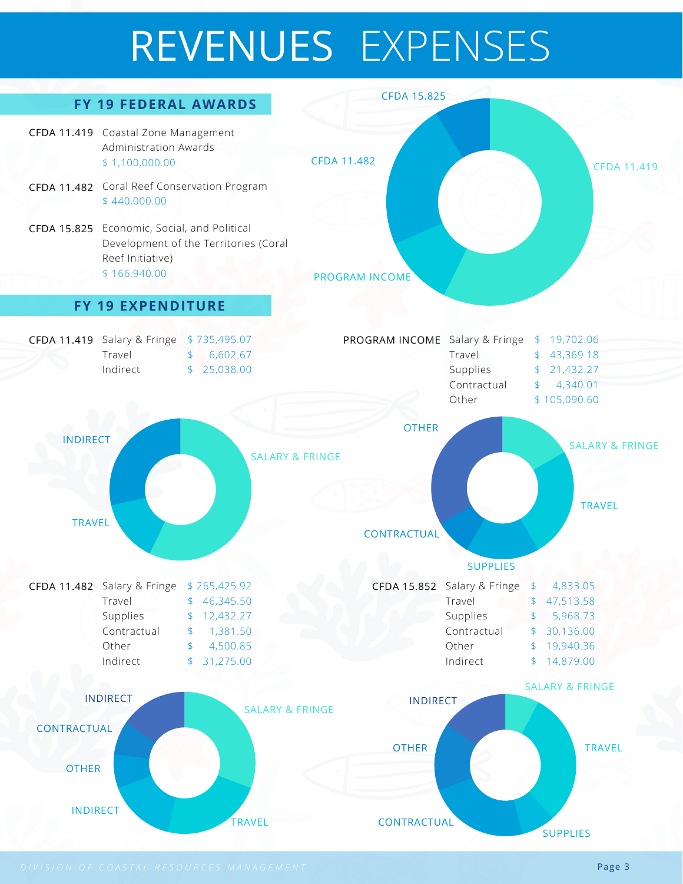# REVENUES EXPENSES

## FY 19 FEDERAL AWARDS

| | | |
|---|---|---|
| CFDA 11.419 | Coastal Zone Management Administration Awards | $ 1,100,000.00 |
| CFDA 11.482 | Coral Reef Conservation Program | $ 440,000.00 |
| CFDA 15.825 | Economic, Social, and Political Development of the Territories (Coral Reef Initiative) | $ 166,940.00 |

CFDA 15.825
CFDA 11.482
CFDA 11.419
PROGRAM INCOME

## FY 19 EXPENDITURE

| CFDA 11.419 | | |
|---|---|---|
| | Salary & Fringe | $ 735,495.07 |
| | Travel | $ 6,602.67 |
| | Indirect | $ 25,038.00 |

INDIRECT
SALARY & FRINGE
TRAVEL

| PROGRAM INCOME | | |
|---|---|---|
| | Salary & Fringe | $ 19,702.06 |
| | Travel | $ 43,369.18 |
| | Supplies | $ 21,432.27 |
| | Contractual | $ 4,340.01 |
| | Other | $ 105,090.60 |

OTHER
SALARY & FRINGE
TRAVEL
CONTRACTUAL
SUPPLIES

| CFDA 11.482 | | |
|---|---|---|
| | Salary & Fringe | $ 265,425.92 |
| | Travel | $ 46,345.50 |
| | Supplies | $ 12,432.27 |
| | Contractual | $ 1,381.50 |
| | Other | $ 4,500.85 |
| | Indirect | $ 31,275.00 |

INDIRECT
SALARY & FRINGE
CONTRACTUAL
OTHER
INDIRECT
TRAVEL

| CFDA 15.852 | | |
|---|---|---|
| | Salary & Fringe | $ 4,833.05 |
| | Travel | $ 47,513.58 |
| | Supplies | $ 5,968.73 |
| | Contractual | $ 30,136.00 |
| | Other | $ 19,940.36 |
| | Indirect | $ 14,879.00 |

SALARY & FRINGE
INDIRECT
TRAVEL
OTHER
CONTRACTUAL
SUPPLIES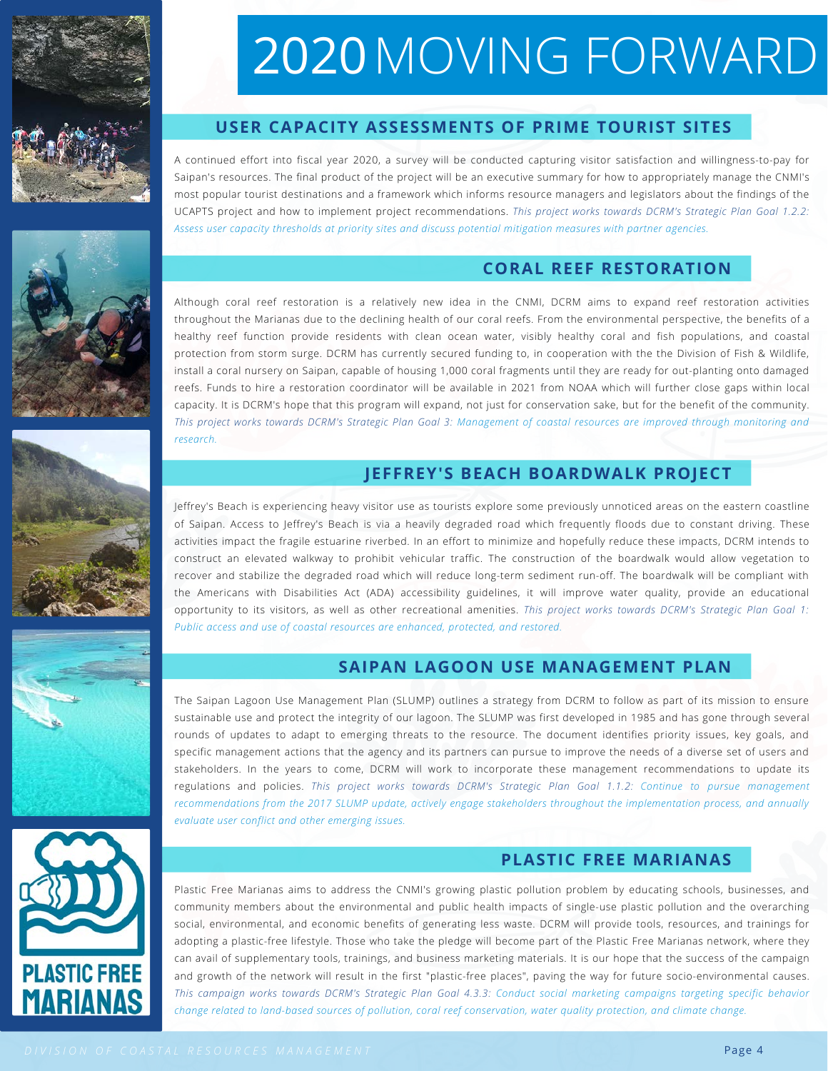# 2020 MOVING FORWARD

## USER CAPACITY ASSESSMENTS OF PRIME TOURIST SITES

A continued effort into fiscal year 2020, a survey will be conducted capturing visitor satisfaction and willingness-to-pay for Saipan's resources. The final product of the project will be an executive summary for how to appropriately manage the CNMI's most popular tourist destinations and a framework which informs resource managers and legislators about the findings of the UCAPTS project and how to implement project recommendations. *This project works towards DCRM's Strategic Plan Goal 1.2.2: Assess user capacity thresholds at priority sites and discuss potential mitigation measures with partner agencies.*

## CORAL REEF RESTORATION

Although coral reef restoration is a relatively new idea in the CNMI, DCRM aims to expand reef restoration activities throughout the Marianas due to the declining health of our coral reefs. From the environmental perspective, the benefits of a healthy reef function provide residents with clean ocean water, visibly healthy coral and fish populations, and coastal protection from storm surge. DCRM has currently secured funding to, in cooperation with the the Division of Fish & Wildlife, install a coral nursery on Saipan, capable of housing 1,000 coral fragments until they are ready for out-planting onto damaged reefs. Funds to hire a restoration coordinator will be available in 2021 from NOAA which will further close gaps within local capacity. It is DCRM's hope that this program will expand, not just for conservation sake, but for the benefit of the community. *This project works towards DCRM's Strategic Plan Goal 3: Management of coastal resources are improved through monitoring and research.*

## JEFFREY'S BEACH BOARDWALK PROJECT

Jeffrey's Beach is experiencing heavy visitor use as tourists explore some previously unnoticed areas on the eastern coastline of Saipan. Access to Jeffrey's Beach is via a heavily degraded road which frequently floods due to constant driving. These activities impact the fragile estuarine riverbed. In an effort to minimize and hopefully reduce these impacts, DCRM intends to construct an elevated walkway to prohibit vehicular traffic. The construction of the boardwalk would allow vegetation to recover and stabilize the degraded road which will reduce long-term sediment run-off. The boardwalk will be compliant with the Americans with Disabilities Act (ADA) accessibility guidelines, it will improve water quality, provide an educational opportunity to its visitors, as well as other recreational amenities. *This project works towards DCRM's Strategic Plan Goal 1: Public access and use of coastal resources are enhanced, protected, and restored.*

## SAIPAN LAGOON USE MANAGEMENT PLAN

The Saipan Lagoon Use Management Plan (SLUMP) outlines a strategy from DCRM to follow as part of its mission to ensure sustainable use and protect the integrity of our lagoon. The SLUMP was first developed in 1985 and has gone through several rounds of updates to adapt to emerging threats to the resource. The document identifies priority issues, key goals, and specific management actions that the agency and its partners can pursue to improve the needs of a diverse set of users and stakeholders. In the years to come, DCRM will work to incorporate these management recommendations to update its regulations and policies. *This project works towards DCRM's Strategic Plan Goal 1.1.2: Continue to pursue management recommendations from the 2017 SLUMP update, actively engage stakeholders throughout the implementation process, and annually evaluate user conflict and other emerging issues.*

## PLASTIC FREE MARIANAS

Plastic Free Marianas aims to address the CNMI's growing plastic pollution problem by educating schools, businesses, and community members about the environmental and public health impacts of single-use plastic pollution and the overarching social, environmental, and economic benefits of generating less waste. DCRM will provide tools, resources, and trainings for adopting a plastic-free lifestyle. Those who take the pledge will become part of the Plastic Free Marianas network, where they can avail of supplementary tools, trainings, and business marketing materials. It is our hope that the success of the campaign and growth of the network will result in the first "plastic-free places", paving the way for future socio-environmental causes. *This campaign works towards DCRM's Strategic Plan Goal 4.3.3: Conduct social marketing campaigns targeting specific behavior change related to land-based sources of pollution, coral reef conservation, water quality protection, and climate change.*